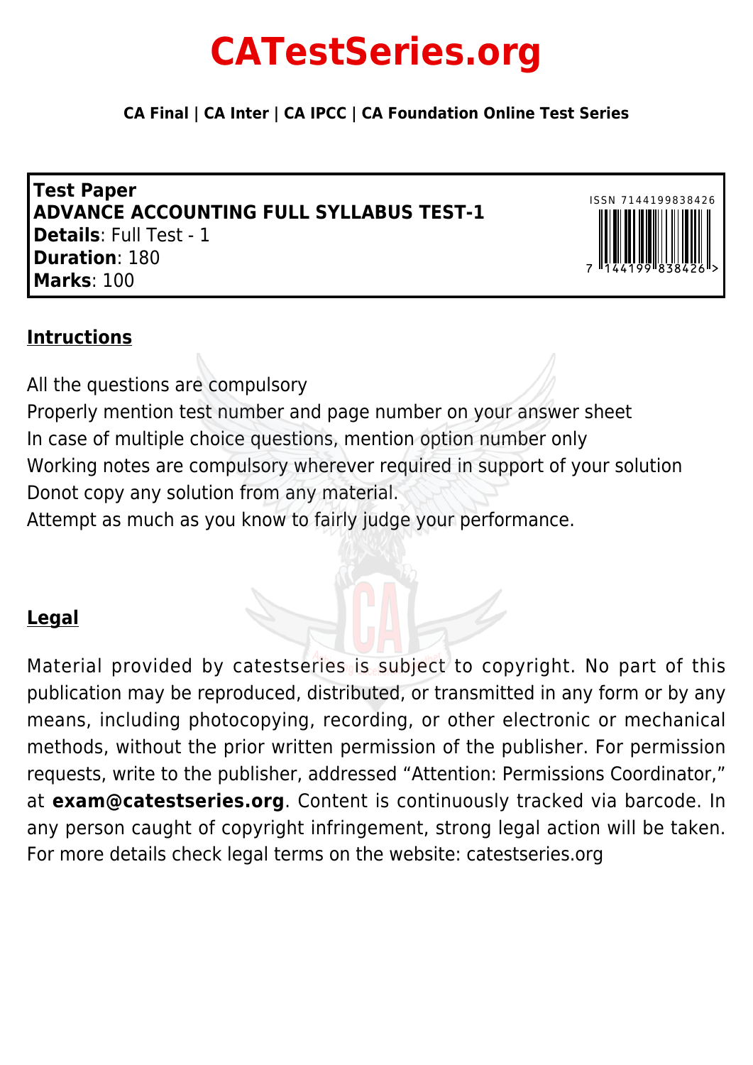# CATestSeries.org

**CA Final | CA Inter | CA IPCC | CA Foundation Online Test Series**

**Test Paper**
**ADVANCE ACCOUNTING FULL SYLLABUS TEST-1**
**Details**: Full Test - 1
**Duration**: 180
**Marks**: 100

ISSN 7144199838426

## Intructions

All the questions are compulsory
Properly mention test number and page number on your answer sheet
In case of multiple choice questions, mention option number only
Working notes are compulsory wherever required in support of your solution
Donot copy any solution from any material.
Attempt as much as you know to fairly judge your performance.

## Legal

Material provided by catestseries is subject to copyright. No part of this publication may be reproduced, distributed, or transmitted in any form or by any means, including photocopying, recording, or other electronic or mechanical methods, without the prior written permission of the publisher. For permission requests, write to the publisher, addressed "Attention: Permissions Coordinator," at **exam@catestseries.org**. Content is continuously tracked via barcode. In any person caught of copyright infringement, strong legal action will be taken. For more details check legal terms on the website: catestseries.org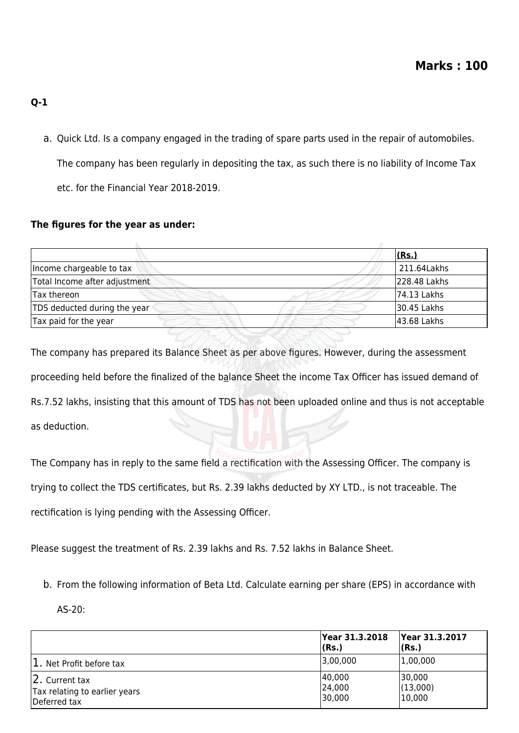**Marks : 100**

**Q-1**

a. Quick Ltd. Is a company engaged in the trading of spare parts used in the repair of automobiles. The company has been regularly in depositing the tax, as such there is no liability of Income Tax etc. for the Financial Year 2018-2019.

**The figures for the year as under:**

| | **(Rs.)** |
|---|---|
| Income chargeable to tax | 211.64Lakhs |
| Total Income after adjustment | 228.48 Lakhs |
| Tax thereon | 74.13 Lakhs |
| TDS deducted during the year | 30.45 Lakhs |
| Tax paid for the year | 43.68 Lakhs |

The company has prepared its Balance Sheet as per above figures. However, during the assessment proceeding held before the finalized of the balance Sheet the income Tax Officer has issued demand of Rs.7.52 lakhs, insisting that this amount of TDS has not been uploaded online and thus is not acceptable as deduction.

The Company has in reply to the same field a rectification with the Assessing Officer. The company is trying to collect the TDS certificates, but Rs. 2.39 lakhs deducted by XY LTD., is not traceable. The rectification is lying pending with the Assessing Officer.

Please suggest the treatment of Rs. 2.39 lakhs and Rs. 7.52 lakhs in Balance Sheet.

b. From the following information of Beta Ltd. Calculate earning per share (EPS) in accordance with AS-20:

| | **Year 31.3.2018 (Rs.)** | **Year 31.3.2017 (Rs.)** |
|---|---|---|
| 1. Net Profit before tax | 3,00,000 | 1,00,000 |
| 2. Current tax<br>Tax relating to earlier years<br>Deferred tax | 40,000<br>24,000<br>30,000 | 30,000<br>(13,000)<br>10,000 |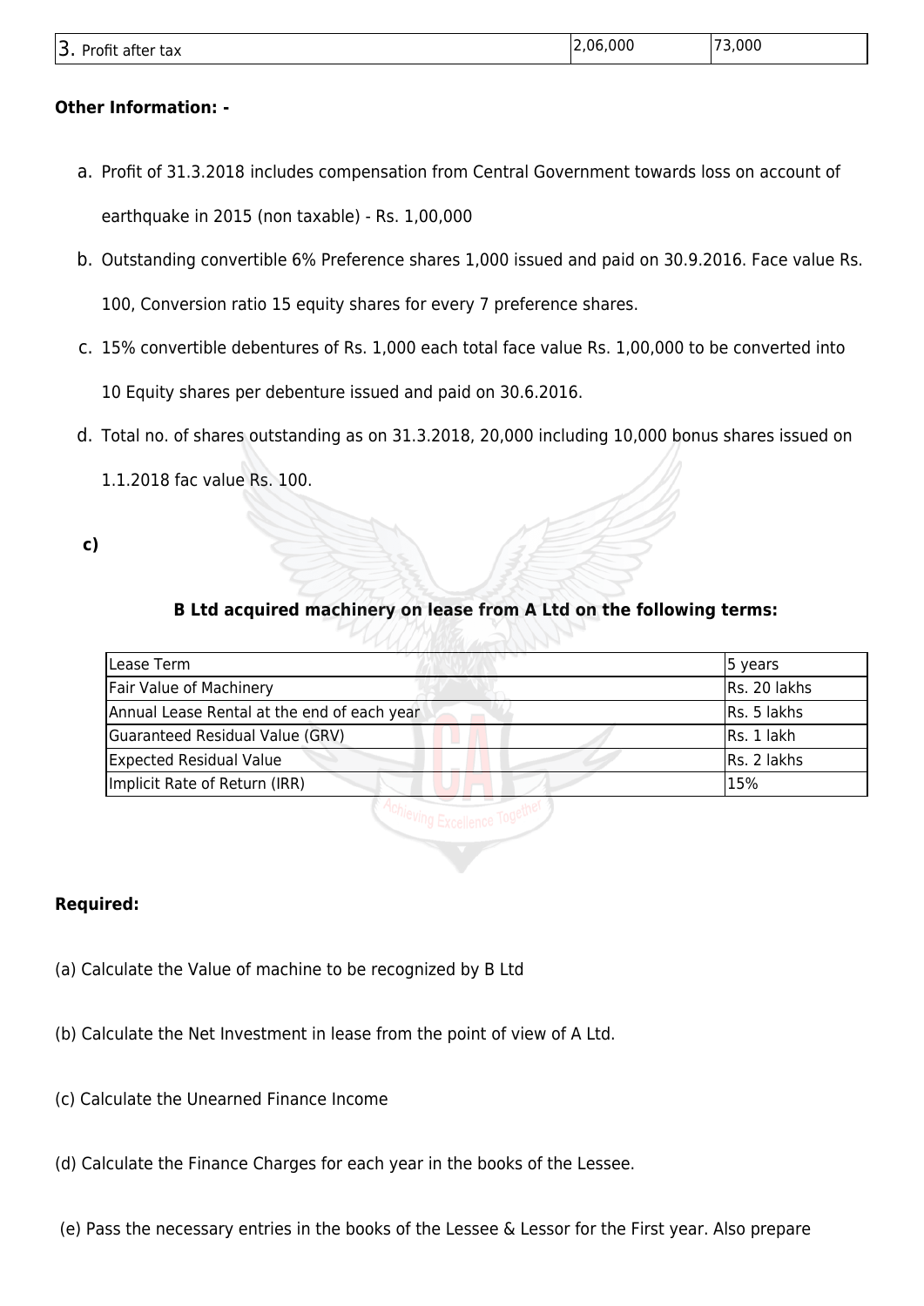| 3. Profit after tax | 2,06,000 | 73,000 |
|---|---|---|

**Other Information: -**

a. Profit of 31.3.2018 includes compensation from Central Government towards loss on account of earthquake in 2015 (non taxable) - Rs. 1,00,000

b. Outstanding convertible 6% Preference shares 1,000 issued and paid on 30.9.2016. Face value Rs. 100, Conversion ratio 15 equity shares for every 7 preference shares.

c. 15% convertible debentures of Rs. 1,000 each total face value Rs. 1,00,000 to be converted into 10 Equity shares per debenture issued and paid on 30.6.2016.

d. Total no. of shares outstanding as on 31.3.2018, 20,000 including 10,000 bonus shares issued on 1.1.2018 fac value Rs. 100.

**c)**

**B Ltd acquired machinery on lease from A Ltd on the following terms:**

| Lease Term | 5 years |
|---|---|
| Fair Value of Machinery | Rs. 20 lakhs |
| Annual Lease Rental at the end of each year | Rs. 5 lakhs |
| Guaranteed Residual Value (GRV) | Rs. 1 lakh |
| Expected Residual Value | Rs. 2 lakhs |
| Implicit Rate of Return (IRR) | 15% |

**Required:**

(a) Calculate the Value of machine to be recognized by B Ltd

(b) Calculate the Net Investment in lease from the point of view of A Ltd.

(c) Calculate the Unearned Finance Income

(d) Calculate the Finance Charges for each year in the books of the Lessee.

(e) Pass the necessary entries in the books of the Lessee & Lessor for the First year. Also prepare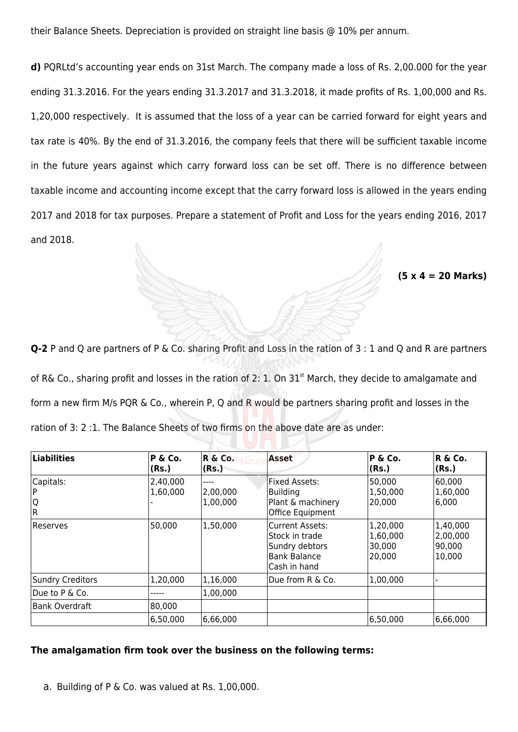their Balance Sheets. Depreciation is provided on straight line basis @ 10% per annum.

**d)** PQRLtd's accounting year ends on 31st March. The company made a loss of Rs. 2,00.000 for the year ending 31.3.2016. For the years ending 31.3.2017 and 31.3.2018, it made profits of Rs. 1,00,000 and Rs. 1,20,000 respectively. It is assumed that the loss of a year can be carried forward for eight years and tax rate is 40%. By the end of 31.3.2016, the company feels that there will be sufficient taxable income in the future years against which carry forward loss can be set off. There is no difference between taxable income and accounting income except that the carry forward loss is allowed in the years ending 2017 and 2018 for tax purposes. Prepare a statement of Profit and Loss for the years ending 2016, 2017 and 2018.

**(5 x 4 = 20 Marks)**

**Q-2** P and Q are partners of P & Co. sharing Profit and Loss in the ration of 3 : 1 and Q and R are partners of R& Co., sharing profit and losses in the ration of 2: 1. On 31st March, they decide to amalgamate and form a new firm M/s PQR & Co., wherein P, Q and R would be partners sharing profit and losses in the ration of 3: 2 :1. The Balance Sheets of two firms on the above date are as under:

| Liabilities | P & Co. (Rs.) | R & Co. (Rs.) | Asset | P & Co. (Rs.) | R & Co. (Rs.) |
|---|---|---|---|---|---|
| Capitals: | | | Fixed Assets: | | |
| P | 2,40,000 | ---- | Building | 50,000 | 60,000 |
| Q | 1,60,000 | 2,00,000 | Plant & machinery | 1,50,000 | 1,60,000 |
| R | - | 1,00,000 | Office Equipment | 20,000 | 6,000 |
| Reserves | 50,000 | 1,50,000 | Current Assets: | | |
| | | | Stock in trade | 1,20,000 | 1,40,000 |
| | | | Sundry debtors | 1,60,000 | 2,00,000 |
| | | | Bank Balance | 30,000 | 90,000 |
| | | | Cash in hand | 20,000 | 10,000 |
| Sundry Creditors | 1,20,000 | 1,16,000 | Due from R & Co. | 1,00,000 | - |
| Due to P & Co. | ----- | 1,00,000 | | | |
| Bank Overdraft | 80,000 | | | | |
| | 6,50,000 | 6,66,000 | | 6,50,000 | 6,66,000 |

**The amalgamation firm took over the business on the following terms:**

a. Building of P & Co. was valued at Rs. 1,00,000.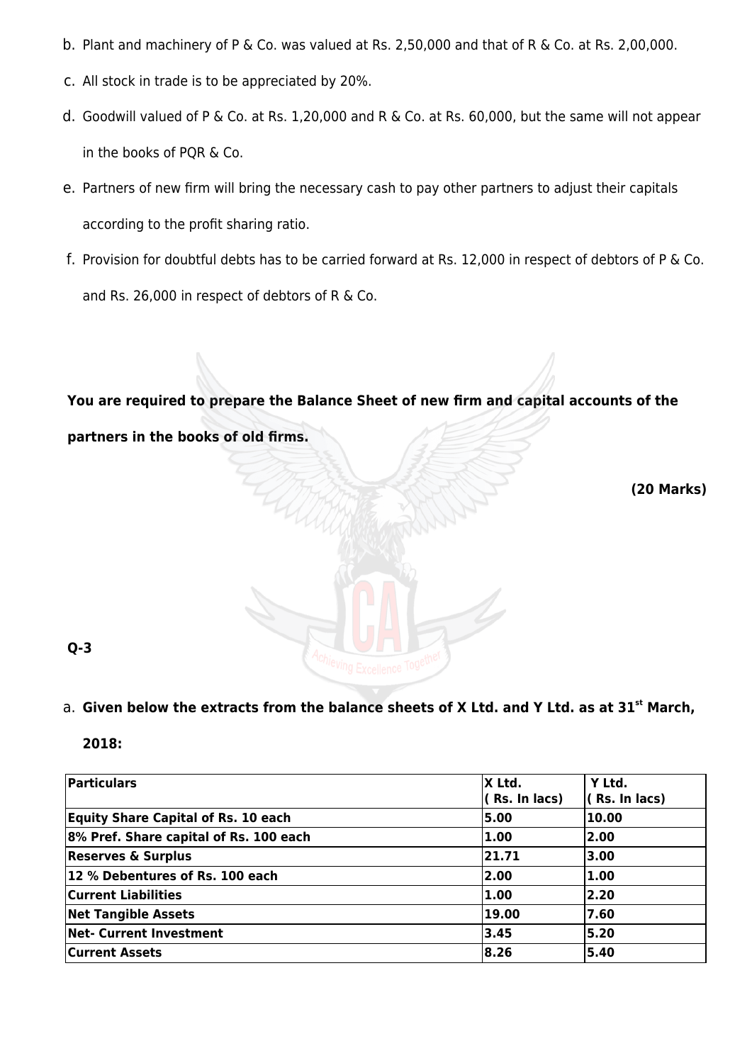b. Plant and machinery of P & Co. was valued at Rs. 2,50,000 and that of R & Co. at Rs. 2,00,000.

c. All stock in trade is to be appreciated by 20%.

d. Goodwill valued of P & Co. at Rs. 1,20,000 and R & Co. at Rs. 60,000, but the same will not appear in the books of PQR & Co.

e. Partners of new firm will bring the necessary cash to pay other partners to adjust their capitals according to the profit sharing ratio.

f. Provision for doubtful debts has to be carried forward at Rs. 12,000 in respect of debtors of P & Co. and Rs. 26,000 in respect of debtors of R & Co.

**You are required to prepare the Balance Sheet of new firm and capital accounts of the partners in the books of old firms.**

**(20 Marks)**

**Q-3**

a. **Given below the extracts from the balance sheets of X Ltd. and Y Ltd. as at 31st March, 2018:**

| Particulars | X Ltd. ( Rs. In lacs) | Y Ltd. ( Rs. In lacs) |
|---|---|---|
| **Equity Share Capital of Rs. 10 each** | **5.00** | **10.00** |
| **8% Pref. Share capital of Rs. 100 each** | **1.00** | **2.00** |
| **Reserves & Surplus** | **21.71** | **3.00** |
| **12 % Debentures of Rs. 100 each** | **2.00** | **1.00** |
| **Current Liabilities** | **1.00** | **2.20** |
| **Net Tangible Assets** | **19.00** | **7.60** |
| **Net- Current Investment** | **3.45** | **5.20** |
| **Current Assets** | **8.26** | **5.40** |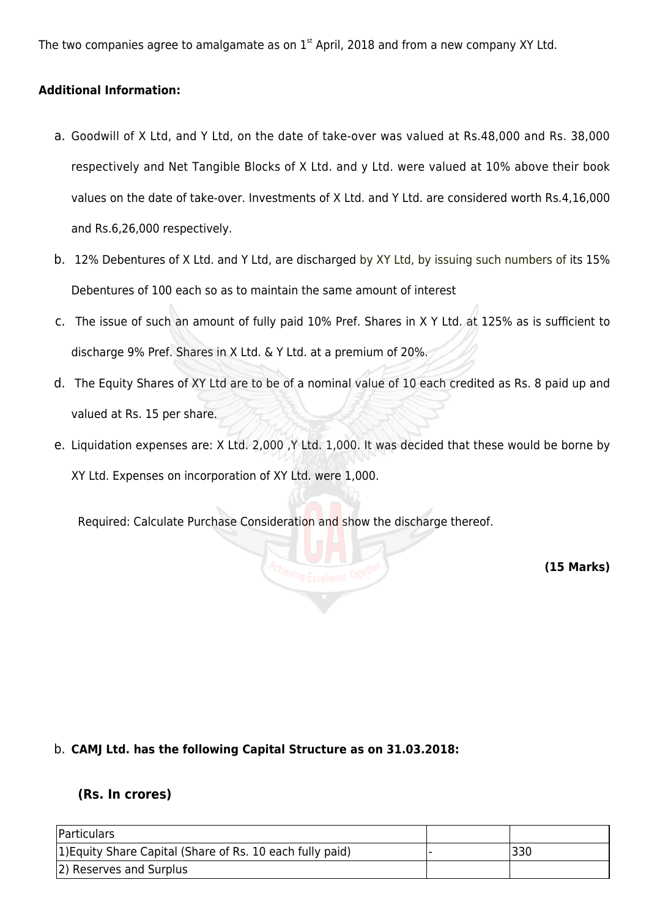The two companies agree to amalgamate as on 1st April, 2018 and from a new company XY Ltd.

**Additional Information:**

a. Goodwill of X Ltd, and Y Ltd, on the date of take-over was valued at Rs.48,000 and Rs. 38,000 respectively and Net Tangible Blocks of X Ltd. and y Ltd. were valued at 10% above their book values on the date of take-over. Investments of X Ltd. and Y Ltd. are considered worth Rs.4,16,000 and Rs.6,26,000 respectively.

b. 12% Debentures of X Ltd. and Y Ltd, are discharged by XY Ltd, by issuing such numbers of its 15% Debentures of 100 each so as to maintain the same amount of interest

c. The issue of such an amount of fully paid 10% Pref. Shares in X Y Ltd. at 125% as is sufficient to discharge 9% Pref. Shares in X Ltd. & Y Ltd. at a premium of 20%.

d. The Equity Shares of XY Ltd are to be of a nominal value of 10 each credited as Rs. 8 paid up and valued at Rs. 15 per share.

e. Liquidation expenses are: X Ltd. 2,000 ,Y Ltd. 1,000. It was decided that these would be borne by XY Ltd. Expenses on incorporation of XY Ltd. were 1,000.

Required: Calculate Purchase Consideration and show the discharge thereof.

**(15 Marks)**

b. **CAMJ Ltd. has the following Capital Structure as on 31.03.2018:**

**(Rs. In crores)**

| Particulars | | |
|---|---|---|
| 1)Equity Share Capital (Share of Rs. 10 each fully paid) | - | 330 |
| 2) Reserves and Surplus | | |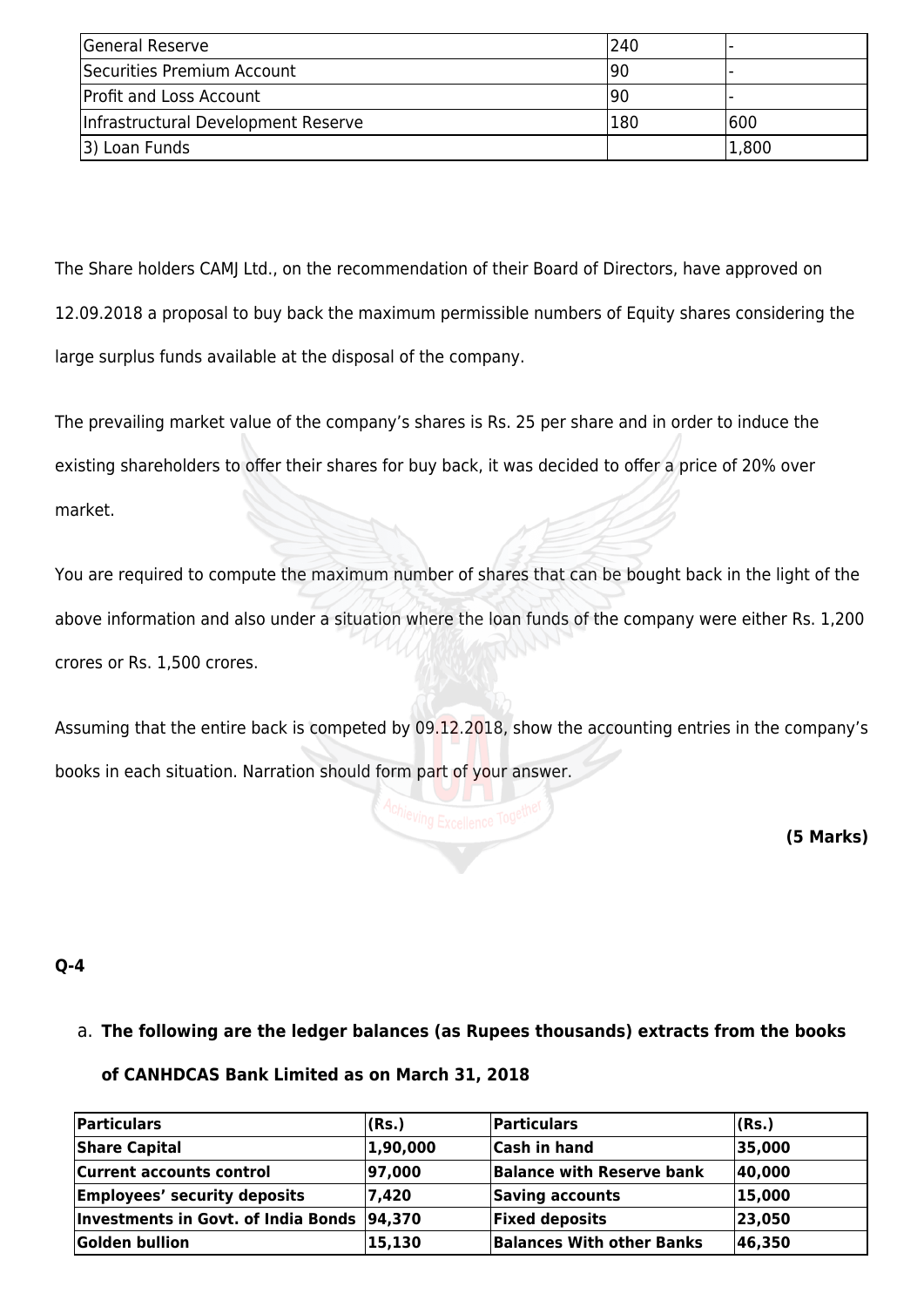| | | |
|---|---|---|
| General Reserve | 240 | - |
| Securities Premium Account | 90 | - |
| Profit and Loss Account | 90 | - |
| Infrastructural Development Reserve | 180 | 600 |
| 3) Loan Funds | | 1,800 |

The Share holders CAMJ Ltd., on the recommendation of their Board of Directors, have approved on 12.09.2018 a proposal to buy back the maximum permissible numbers of Equity shares considering the large surplus funds available at the disposal of the company.

The prevailing market value of the company's shares is Rs. 25 per share and in order to induce the existing shareholders to offer their shares for buy back, it was decided to offer a price of 20% over market.

You are required to compute the maximum number of shares that can be bought back in the light of the above information and also under a situation where the loan funds of the company were either Rs. 1,200 crores or Rs. 1,500 crores.

Assuming that the entire back is competed by 09.12.2018, show the accounting entries in the company's books in each situation. Narration should form part of your answer.

**(5 Marks)**

**Q-4**

a. **The following are the ledger balances (as Rupees thousands) extracts from the books of CANHDCAS Bank Limited as on March 31, 2018**

| Particulars | (Rs.) | Particulars | (Rs.) |
|---|---|---|---|
| **Share Capital** | **1,90,000** | **Cash in hand** | **35,000** |
| **Current accounts control** | **97,000** | **Balance with Reserve bank** | **40,000** |
| **Employees' security deposits** | **7,420** | **Saving accounts** | **15,000** |
| **Investments in Govt. of India Bonds** | **94,370** | **Fixed deposits** | **23,050** |
| **Golden bullion** | **15,130** | **Balances With other Banks** | **46,350** |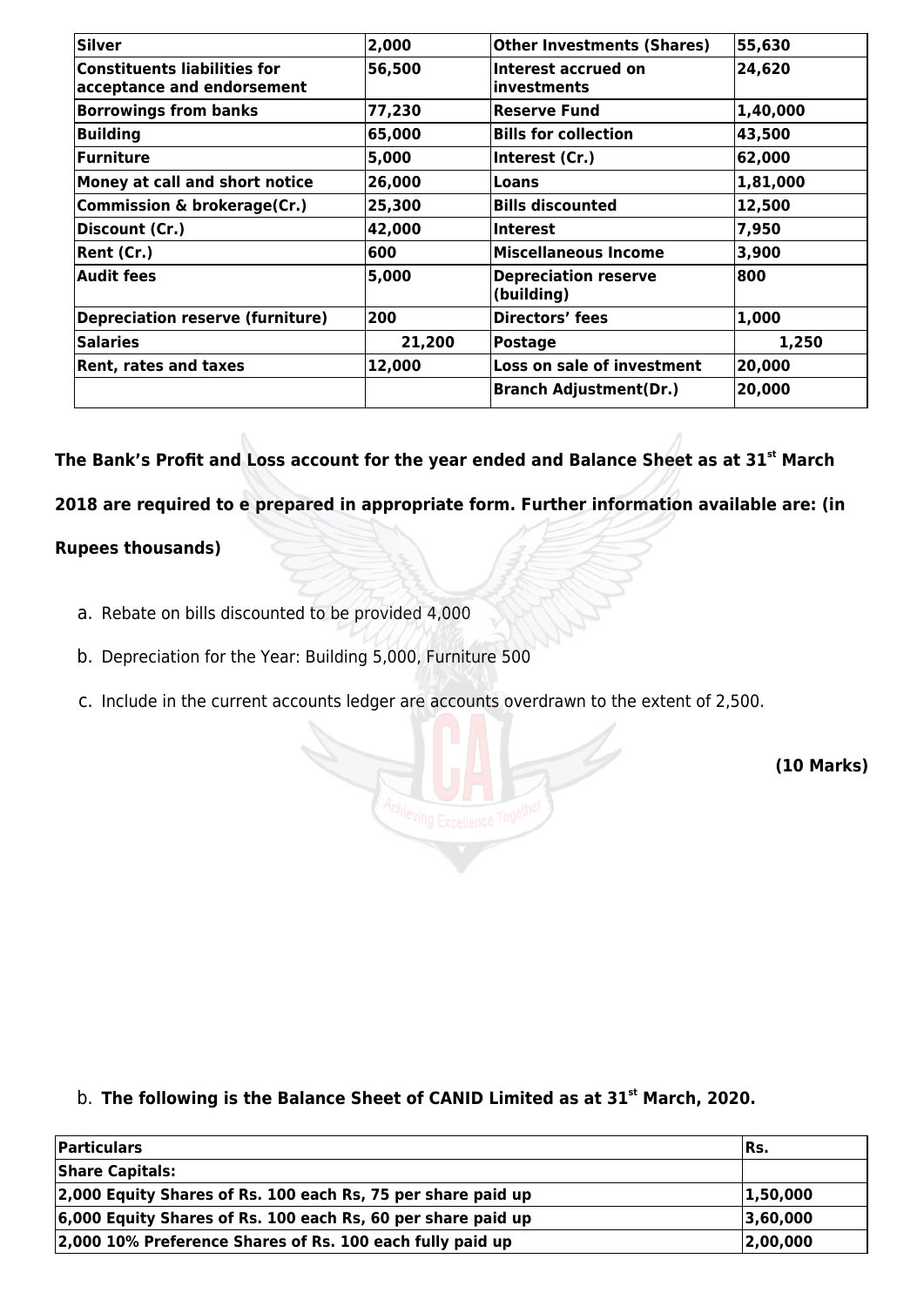| Silver | 2,000 | Other Investments (Shares) | 55,630 |
|---|---|---|---|
| Constituents liabilities for acceptance and endorsement | 56,500 | Interest accrued on investments | 24,620 |
| Borrowings from banks | 77,230 | Reserve Fund | 1,40,000 |
| Building | 65,000 | Bills for collection | 43,500 |
| Furniture | 5,000 | Interest (Cr.) | 62,000 |
| Money at call and short notice | 26,000 | Loans | 1,81,000 |
| Commission & brokerage(Cr.) | 25,300 | Bills discounted | 12,500 |
| Discount (Cr.) | 42,000 | Interest | 7,950 |
| Rent (Cr.) | 600 | Miscellaneous Income | 3,900 |
| Audit fees | 5,000 | Depreciation reserve (building) | 800 |
| Depreciation reserve (furniture) | 200 | Directors' fees | 1,000 |
| Salaries | 21,200 | Postage | 1,250 |
| Rent, rates and taxes | 12,000 | Loss on sale of investment | 20,000 |
| | | Branch Adjustment(Dr.) | 20,000 |

**The Bank's Profit and Loss account for the year ended and Balance Sheet as at 31st March 2018 are required to e prepared in appropriate form. Further information available are: (in Rupees thousands)**

a. Rebate on bills discounted to be provided 4,000

b. Depreciation for the Year: Building 5,000, Furniture 500

c. Include in the current accounts ledger are accounts overdrawn to the extent of 2,500.

**(10 Marks)**

b. **The following is the Balance Sheet of CANID Limited as at 31st March, 2020.**

| Particulars | Rs. |
|---|---|
| **Share Capitals:** | |
| **2,000 Equity Shares of Rs. 100 each Rs, 75 per share paid up** | **1,50,000** |
| **6,000 Equity Shares of Rs. 100 each Rs, 60 per share paid up** | **3,60,000** |
| **2,000 10% Preference Shares of Rs. 100 each fully paid up** | **2,00,000** |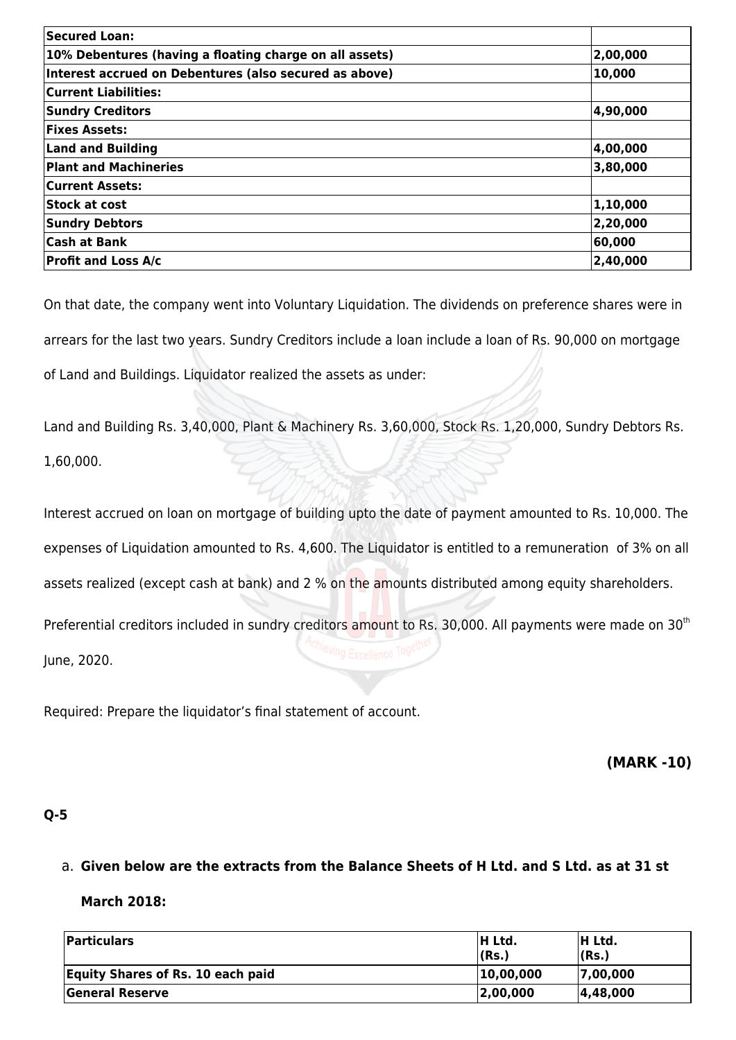| **Secured Loan:** | |
|---|---|
| **10% Debentures (having a floating charge on all assets)** | **2,00,000** |
| **Interest accrued on Debentures (also secured as above)** | **10,000** |
| **Current Liabilities:** | |
| **Sundry Creditors** | **4,90,000** |
| **Fixes Assets:** | |
| **Land and Building** | **4,00,000** |
| **Plant and Machineries** | **3,80,000** |
| **Current Assets:** | |
| **Stock at cost** | **1,10,000** |
| **Sundry Debtors** | **2,20,000** |
| **Cash at Bank** | **60,000** |
| **Profit and Loss A/c** | **2,40,000** |

On that date, the company went into Voluntary Liquidation. The dividends on preference shares were in arrears for the last two years. Sundry Creditors include a loan include a loan of Rs. 90,000 on mortgage of Land and Buildings. Liquidator realized the assets as under:

Land and Building Rs. 3,40,000, Plant & Machinery Rs. 3,60,000, Stock Rs. 1,20,000, Sundry Debtors Rs. 1,60,000.

Interest accrued on loan on mortgage of building upto the date of payment amounted to Rs. 10,000. The expenses of Liquidation amounted to Rs. 4,600. The Liquidator is entitled to a remuneration of 3% on all assets realized (except cash at bank) and 2 % on the amounts distributed among equity shareholders.

Preferential creditors included in sundry creditors amount to Rs. 30,000. All payments were made on 30th June, 2020.

Required: Prepare the liquidator's final statement of account.

**(MARK -10)**

**Q-5**

a. **Given below are the extracts from the Balance Sheets of H Ltd. and S Ltd. as at 31 st March 2018:**

| **Particulars** | **H Ltd. (Rs.)** | **H Ltd. (Rs.)** |
|---|---|---|
| **Equity Shares of Rs. 10 each paid** | **10,00,000** | **7,00,000** |
| **General Reserve** | **2,00,000** | **4,48,000** |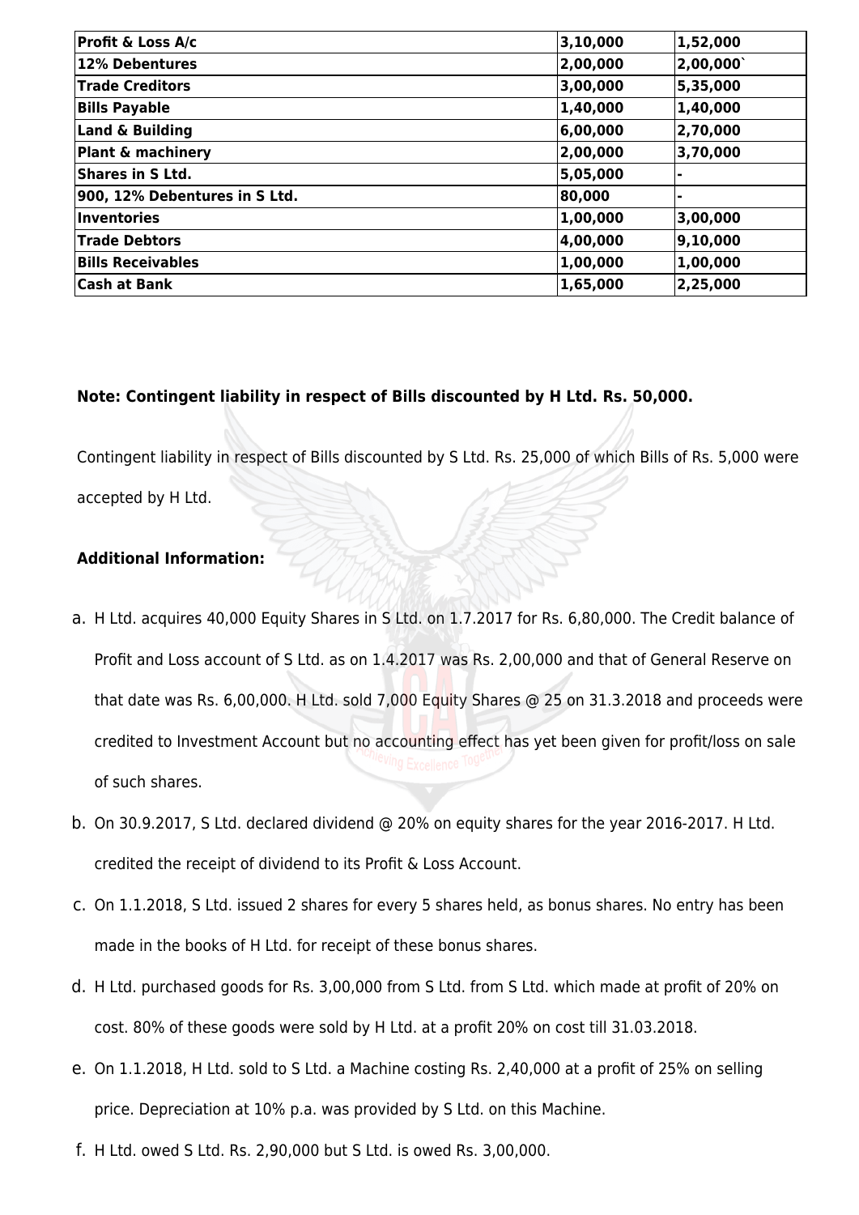| **Profit & Loss A/c** | **3,10,000** | **1,52,000** |
|---|---|---|
| **12% Debentures** | **2,00,000** | **2,00,000`** |
| **Trade Creditors** | **3,00,000** | **5,35,000** |
| **Bills Payable** | **1,40,000** | **1,40,000** |
| **Land & Building** | **6,00,000** | **2,70,000** |
| **Plant & machinery** | **2,00,000** | **3,70,000** |
| **Shares in S Ltd.** | **5,05,000** | **-** |
| **900, 12% Debentures in S Ltd.** | **80,000** | **-** |
| **Inventories** | **1,00,000** | **3,00,000** |
| **Trade Debtors** | **4,00,000** | **9,10,000** |
| **Bills Receivables** | **1,00,000** | **1,00,000** |
| **Cash at Bank** | **1,65,000** | **2,25,000** |

**Note: Contingent liability in respect of Bills discounted by H Ltd. Rs. 50,000.**

Contingent liability in respect of Bills discounted by S Ltd. Rs. 25,000 of which Bills of Rs. 5,000 were accepted by H Ltd.

**Additional Information:**

a. H Ltd. acquires 40,000 Equity Shares in S Ltd. on 1.7.2017 for Rs. 6,80,000. The Credit balance of Profit and Loss account of S Ltd. as on 1.4.2017 was Rs. 2,00,000 and that of General Reserve on that date was Rs. 6,00,000. H Ltd. sold 7,000 Equity Shares @ 25 on 31.3.2018 and proceeds were credited to Investment Account but no accounting effect has yet been given for profit/loss on sale of such shares.

b. On 30.9.2017, S Ltd. declared dividend @ 20% on equity shares for the year 2016-2017. H Ltd. credited the receipt of dividend to its Profit & Loss Account.

c. On 1.1.2018, S Ltd. issued 2 shares for every 5 shares held, as bonus shares. No entry has been made in the books of H Ltd. for receipt of these bonus shares.

d. H Ltd. purchased goods for Rs. 3,00,000 from S Ltd. from S Ltd. which made at profit of 20% on cost. 80% of these goods were sold by H Ltd. at a profit 20% on cost till 31.03.2018.

e. On 1.1.2018, H Ltd. sold to S Ltd. a Machine costing Rs. 2,40,000 at a profit of 25% on selling price. Depreciation at 10% p.a. was provided by S Ltd. on this Machine.

f. H Ltd. owed S Ltd. Rs. 2,90,000 but S Ltd. is owed Rs. 3,00,000.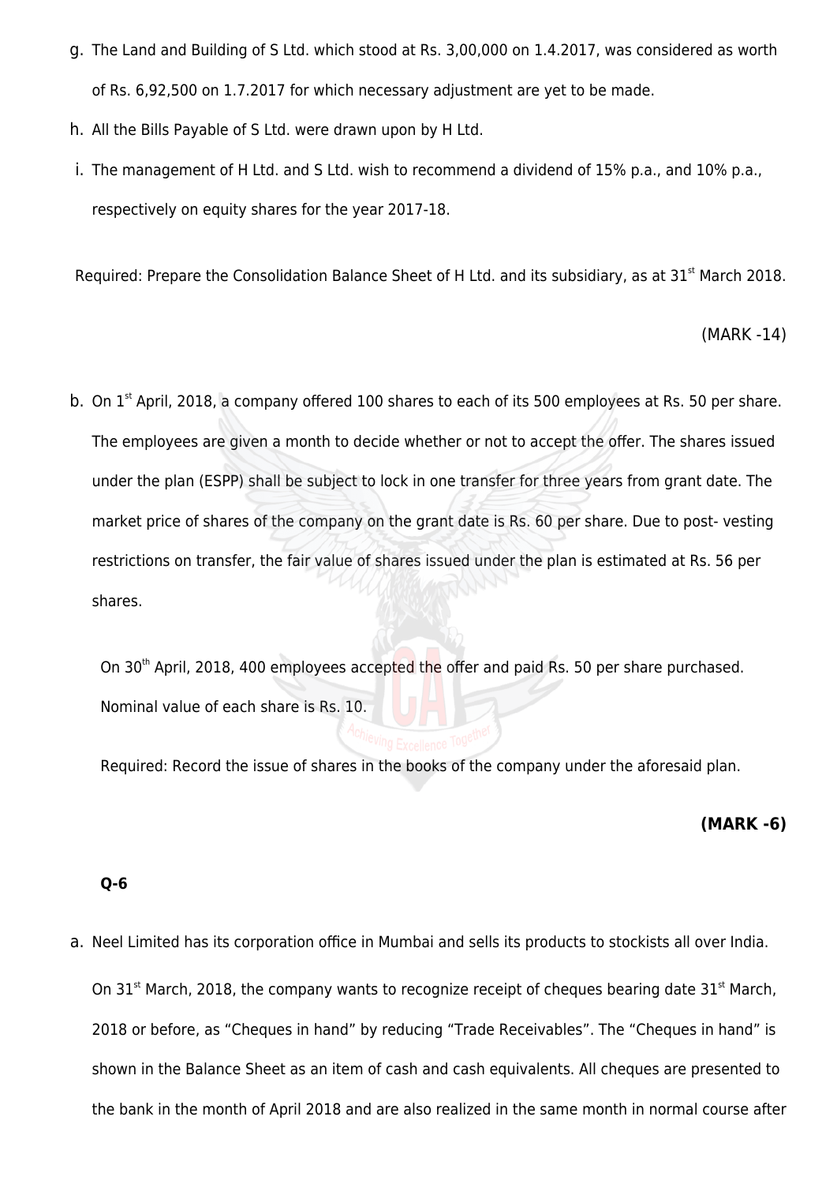g. The Land and Building of S Ltd. which stood at Rs. 3,00,000 on 1.4.2017, was considered as worth of Rs. 6,92,500 on 1.7.2017 for which necessary adjustment are yet to be made.

h. All the Bills Payable of S Ltd. were drawn upon by H Ltd.

i. The management of H Ltd. and S Ltd. wish to recommend a dividend of 15% p.a., and 10% p.a., respectively on equity shares for the year 2017-18.

Required: Prepare the Consolidation Balance Sheet of H Ltd. and its subsidiary, as at 31st March 2018.

(MARK -14)

b. On 1st April, 2018, a company offered 100 shares to each of its 500 employees at Rs. 50 per share. The employees are given a month to decide whether or not to accept the offer. The shares issued under the plan (ESPP) shall be subject to lock in one transfer for three years from grant date. The market price of shares of the company on the grant date is Rs. 60 per share. Due to post- vesting restrictions on transfer, the fair value of shares issued under the plan is estimated at Rs. 56 per shares.

On 30th April, 2018, 400 employees accepted the offer and paid Rs. 50 per share purchased. Nominal value of each share is Rs. 10.

Required: Record the issue of shares in the books of the company under the aforesaid plan.

**(MARK -6)**

**Q-6**

a. Neel Limited has its corporation office in Mumbai and sells its products to stockists all over India. On 31st March, 2018, the company wants to recognize receipt of cheques bearing date 31st March, 2018 or before, as "Cheques in hand" by reducing "Trade Receivables". The "Cheques in hand" is shown in the Balance Sheet as an item of cash and cash equivalents. All cheques are presented to the bank in the month of April 2018 and are also realized in the same month in normal course after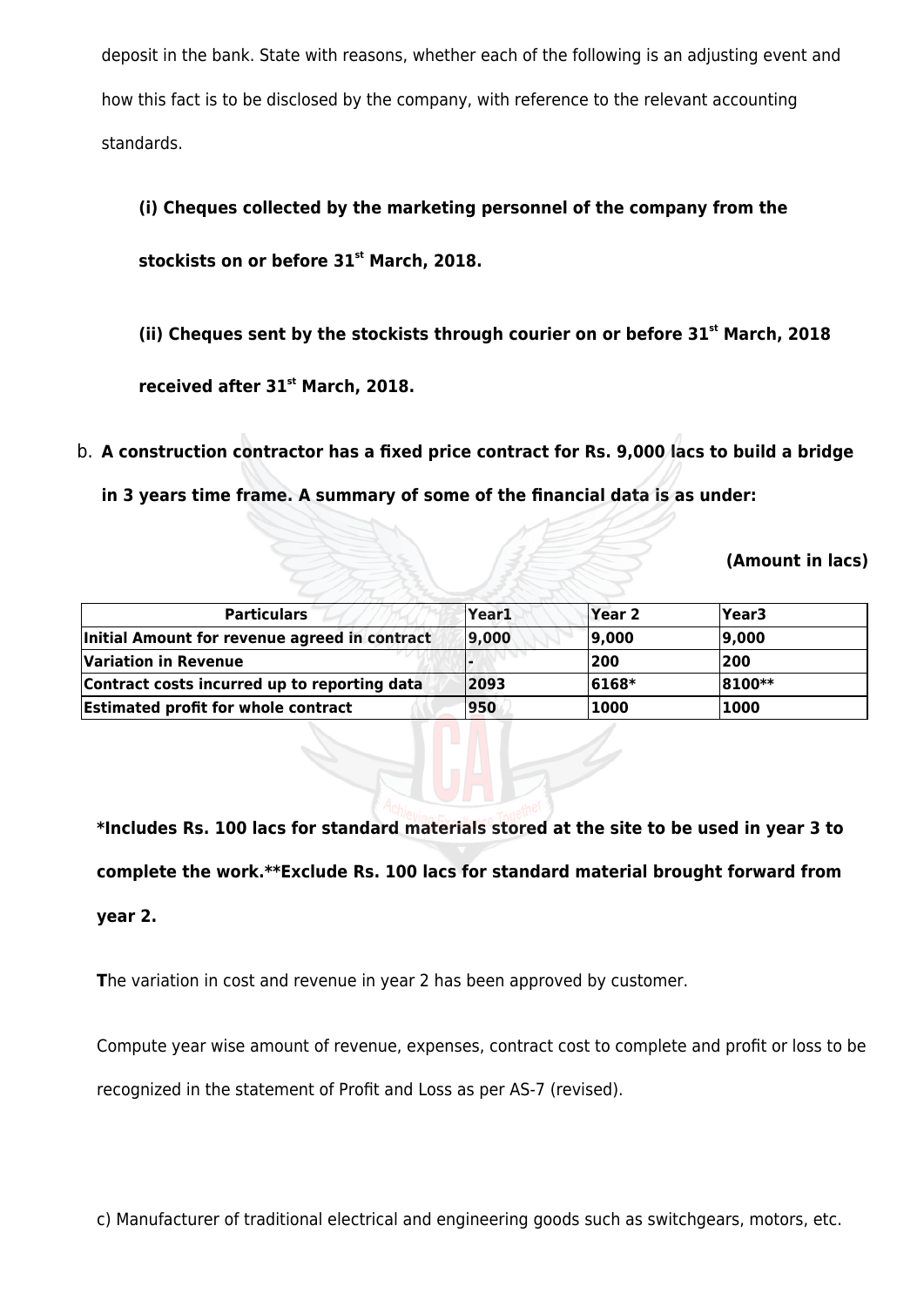deposit in the bank. State with reasons, whether each of the following is an adjusting event and how this fact is to be disclosed by the company, with reference to the relevant accounting standards.

**(i) Cheques collected by the marketing personnel of the company from the stockists on or before 31st March, 2018.**

**(ii) Cheques sent by the stockists through courier on or before 31st March, 2018 received after 31st March, 2018.**

b. **A construction contractor has a fixed price contract for Rs. 9,000 lacs to build a bridge in 3 years time frame. A summary of some of the financial data is as under:**

**(Amount in lacs)**

| Particulars | Year1 | Year 2 | Year3 |
|---|---|---|---|
| Initial Amount for revenue agreed in contract | 9,000 | 9,000 | 9,000 |
| Variation in Revenue | - | 200 | 200 |
| Contract costs incurred up to reporting data | 2093 | 6168* | 8100** |
| Estimated profit for whole contract | 950 | 1000 | 1000 |

**\*Includes Rs. 100 lacs for standard materials stored at the site to be used in year 3 to complete the work.\*\*Exclude Rs. 100 lacs for standard material brought forward from year 2.**

**T**he variation in cost and revenue in year 2 has been approved by customer.

Compute year wise amount of revenue, expenses, contract cost to complete and profit or loss to be recognized in the statement of Profit and Loss as per AS-7 (revised).

c) Manufacturer of traditional electrical and engineering goods such as switchgears, motors, etc.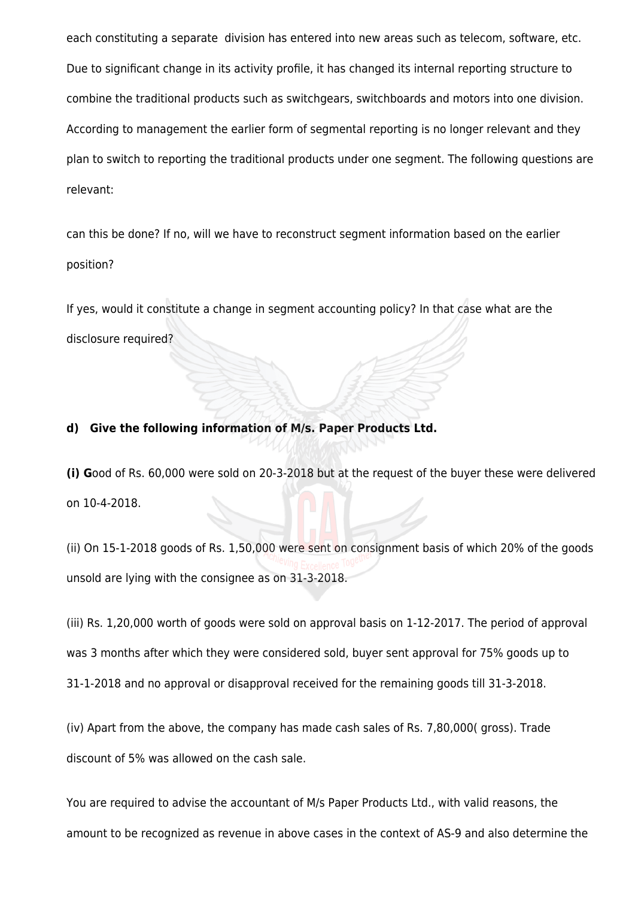each constituting a separate division has entered into new areas such as telecom, software, etc. Due to significant change in its activity profile, it has changed its internal reporting structure to combine the traditional products such as switchgears, switchboards and motors into one division. According to management the earlier form of segmental reporting is no longer relevant and they plan to switch to reporting the traditional products under one segment. The following questions are relevant:

can this be done? If no, will we have to reconstruct segment information based on the earlier position?

If yes, would it constitute a change in segment accounting policy? In that case what are the disclosure required?

**d) Give the following information of M/s. Paper Products Ltd.**

**(i) G**ood of Rs. 60,000 were sold on 20-3-2018 but at the request of the buyer these were delivered on 10-4-2018.

(ii) On 15-1-2018 goods of Rs. 1,50,000 were sent on consignment basis of which 20% of the goods unsold are lying with the consignee as on 31-3-2018.

(iii) Rs. 1,20,000 worth of goods were sold on approval basis on 1-12-2017. The period of approval was 3 months after which they were considered sold, buyer sent approval for 75% goods up to 31-1-2018 and no approval or disapproval received for the remaining goods till 31-3-2018.

(iv) Apart from the above, the company has made cash sales of Rs. 7,80,000( gross). Trade discount of 5% was allowed on the cash sale.

You are required to advise the accountant of M/s Paper Products Ltd., with valid reasons, the amount to be recognized as revenue in above cases in the context of AS-9 and also determine the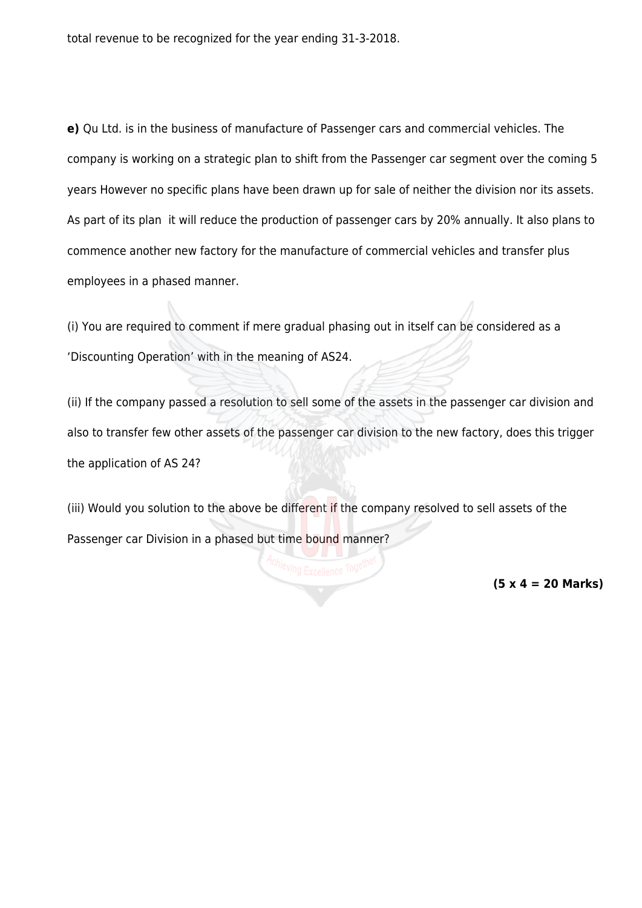total revenue to be recognized for the year ending 31-3-2018.

**e)** Qu Ltd. is in the business of manufacture of Passenger cars and commercial vehicles. The company is working on a strategic plan to shift from the Passenger car segment over the coming 5 years However no specific plans have been drawn up for sale of neither the division nor its assets. As part of its plan it will reduce the production of passenger cars by 20% annually. It also plans to commence another new factory for the manufacture of commercial vehicles and transfer plus employees in a phased manner.

(i) You are required to comment if mere gradual phasing out in itself can be considered as a 'Discounting Operation' with in the meaning of AS24.

(ii) If the company passed a resolution to sell some of the assets in the passenger car division and also to transfer few other assets of the passenger car division to the new factory, does this trigger the application of AS 24?

(iii) Would you solution to the above be different if the company resolved to sell assets of the Passenger car Division in a phased but time bound manner?

**(5 x 4 = 20 Marks)**